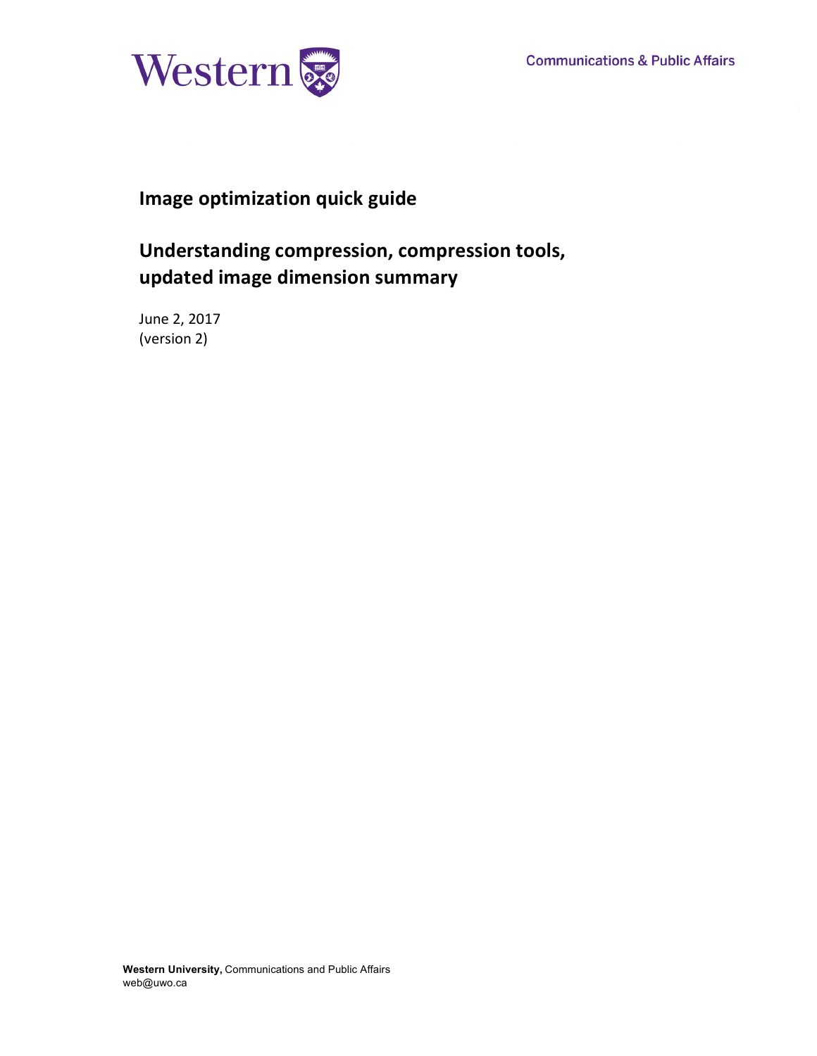Communications & Public Affairs

# Image optimization quick guide

## Understanding compression, compression tools, updated image dimension summary

June 2, 2017
(version 2)

**Western University,** Communications and Public Affairs
web@uwo.ca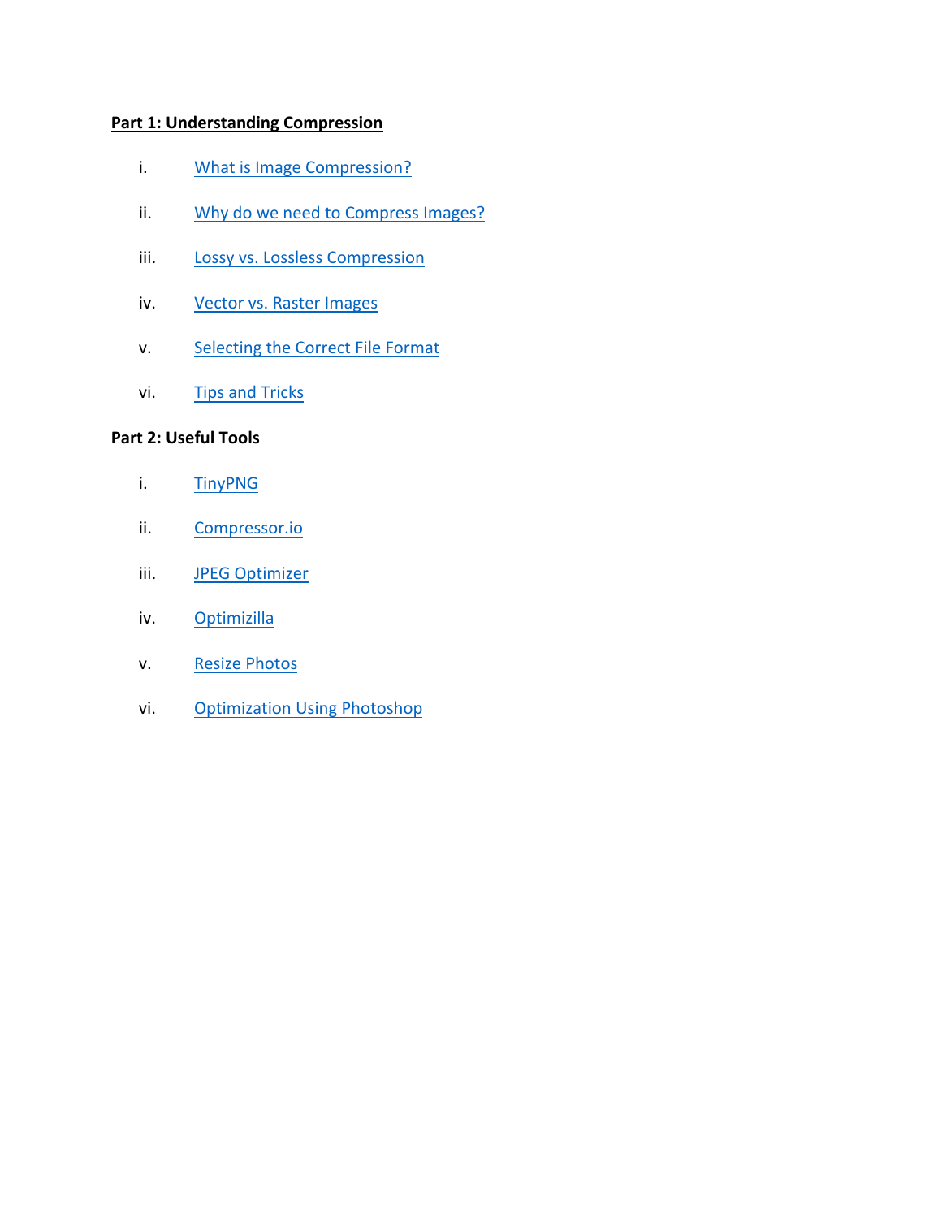**Part 1: Understanding Compression**

i. What is Image Compression?

ii. Why do we need to Compress Images?

iii. Lossy vs. Lossless Compression

iv. Vector vs. Raster Images

v. Selecting the Correct File Format

vi. Tips and Tricks

**Part 2: Useful Tools**

i. TinyPNG

ii. Compressor.io

iii. JPEG Optimizer

iv. Optimizilla

v. Resize Photos

vi. Optimization Using Photoshop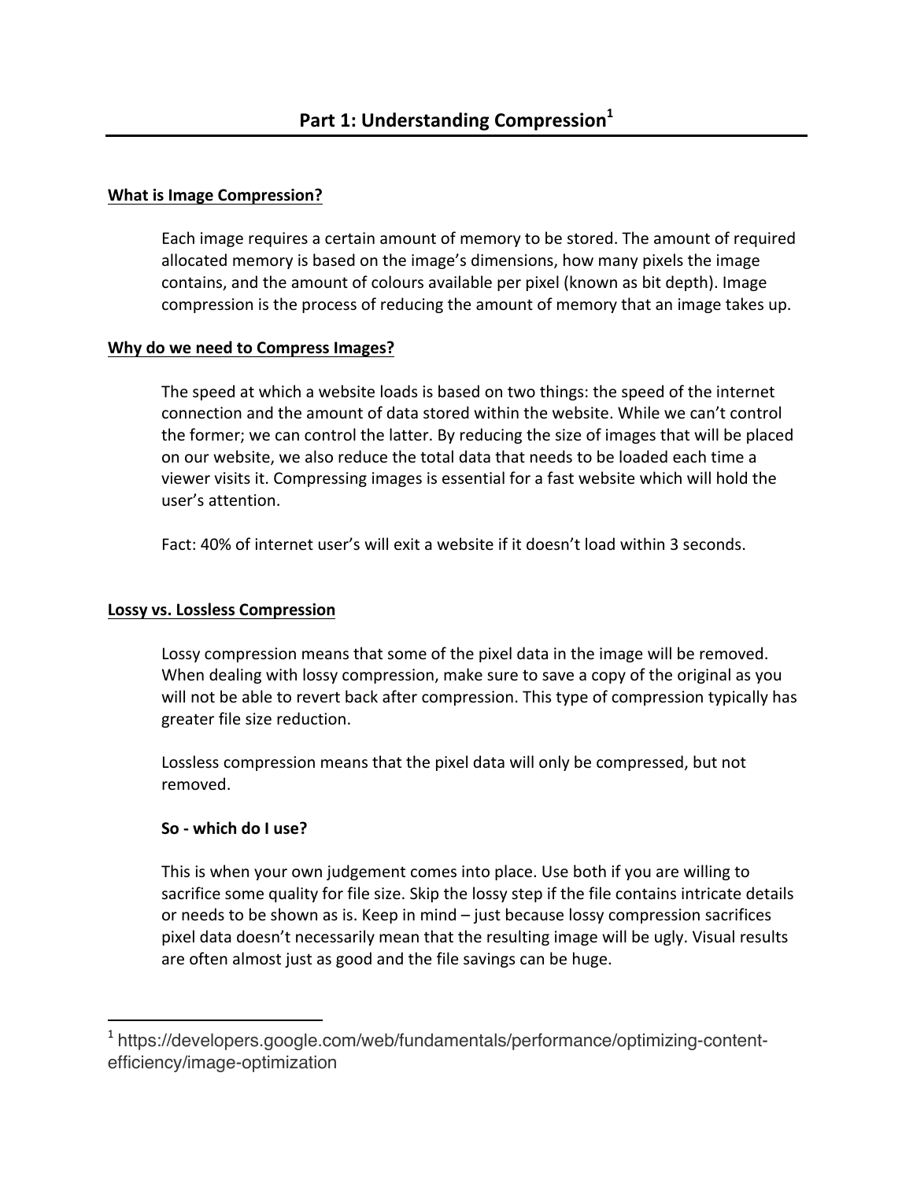# Part 1: Understanding Compression[1]

**What is Image Compression?**

Each image requires a certain amount of memory to be stored. The amount of required allocated memory is based on the image's dimensions, how many pixels the image contains, and the amount of colours available per pixel (known as bit depth). Image compression is the process of reducing the amount of memory that an image takes up.

**Why do we need to Compress Images?**

The speed at which a website loads is based on two things: the speed of the internet connection and the amount of data stored within the website. While we can't control the former; we can control the latter. By reducing the size of images that will be placed on our website, we also reduce the total data that needs to be loaded each time a viewer visits it. Compressing images is essential for a fast website which will hold the user's attention.

Fact: 40% of internet user's will exit a website if it doesn't load within 3 seconds.

**Lossy vs. Lossless Compression**

Lossy compression means that some of the pixel data in the image will be removed. When dealing with lossy compression, make sure to save a copy of the original as you will not be able to revert back after compression. This type of compression typically has greater file size reduction.

Lossless compression means that the pixel data will only be compressed, but not removed.

**So - which do I use?**

This is when your own judgement comes into place. Use both if you are willing to sacrifice some quality for file size. Skip the lossy step if the file contains intricate details or needs to be shown as is. Keep in mind – just because lossy compression sacrifices pixel data doesn't necessarily mean that the resulting image will be ugly. Visual results are often almost just as good and the file savings can be huge.

---

[1] https://developers.google.com/web/fundamentals/performance/optimizing-content-efficiency/image-optimization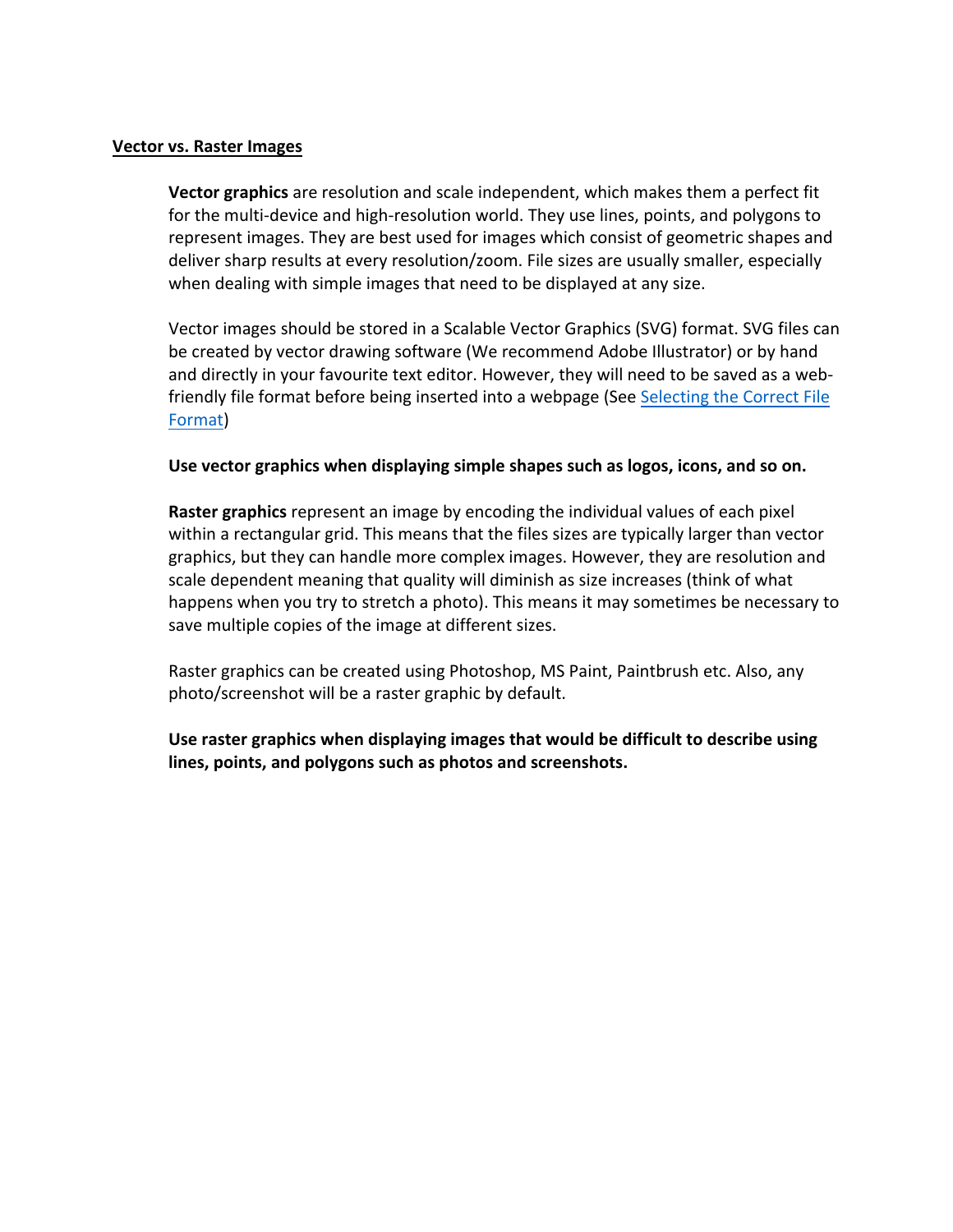## Vector vs. Raster Images

**Vector graphics** are resolution and scale independent, which makes them a perfect fit for the multi-device and high-resolution world. They use lines, points, and polygons to represent images. They are best used for images which consist of geometric shapes and deliver sharp results at every resolution/zoom. File sizes are usually smaller, especially when dealing with simple images that need to be displayed at any size.

Vector images should be stored in a Scalable Vector Graphics (SVG) format. SVG files can be created by vector drawing software (We recommend Adobe Illustrator) or by hand and directly in your favourite text editor. However, they will need to be saved as a web-friendly file format before being inserted into a webpage (See [Selecting the Correct File Format])

**Use vector graphics when displaying simple shapes such as logos, icons, and so on.**

**Raster graphics** represent an image by encoding the individual values of each pixel within a rectangular grid. This means that the files sizes are typically larger than vector graphics, but they can handle more complex images. However, they are resolution and scale dependent meaning that quality will diminish as size increases (think of what happens when you try to stretch a photo). This means it may sometimes be necessary to save multiple copies of the image at different sizes.

Raster graphics can be created using Photoshop, MS Paint, Paintbrush etc. Also, any photo/screenshot will be a raster graphic by default.

**Use raster graphics when displaying images that would be difficult to describe using lines, points, and polygons such as photos and screenshots.**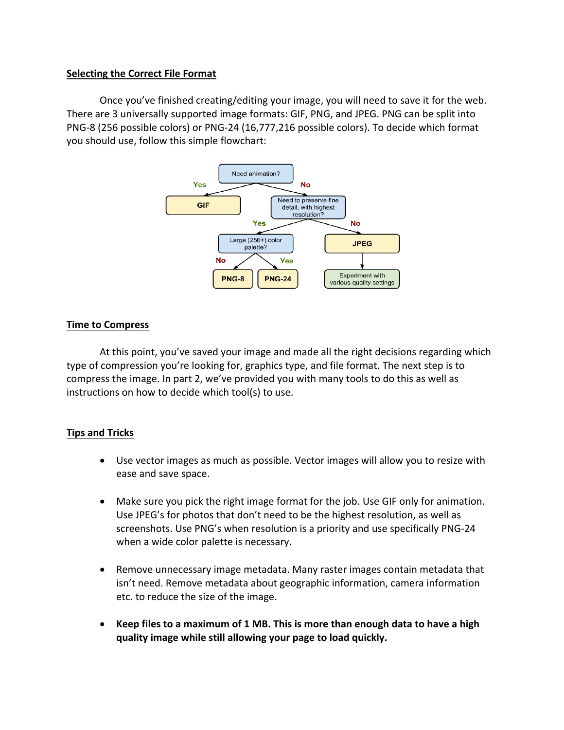## Selecting the Correct File Format

Once you've finished creating/editing your image, you will need to save it for the web. There are 3 universally supported image formats: GIF, PNG, and JPEG. PNG can be split into PNG-8 (256 possible colors) or PNG-24 (16,777,216 possible colors). To decide which format you should use, follow this simple flowchart:

## Time to Compress

At this point, you've saved your image and made all the right decisions regarding which type of compression you're looking for, graphics type, and file format. The next step is to compress the image. In part 2, we've provided you with many tools to do this as well as instructions on how to decide which tool(s) to use.

## Tips and Tricks

- Use vector images as much as possible. Vector images will allow you to resize with ease and save space.

- Make sure you pick the right image format for the job. Use GIF only for animation. Use JPEG's for photos that don't need to be the highest resolution, as well as screenshots. Use PNG's when resolution is a priority and use specifically PNG-24 when a wide color palette is necessary.

- Remove unnecessary image metadata. Many raster images contain metadata that isn't need. Remove metadata about geographic information, camera information etc. to reduce the size of the image.

- **Keep files to a maximum of 1 MB. This is more than enough data to have a high quality image while still allowing your page to load quickly.**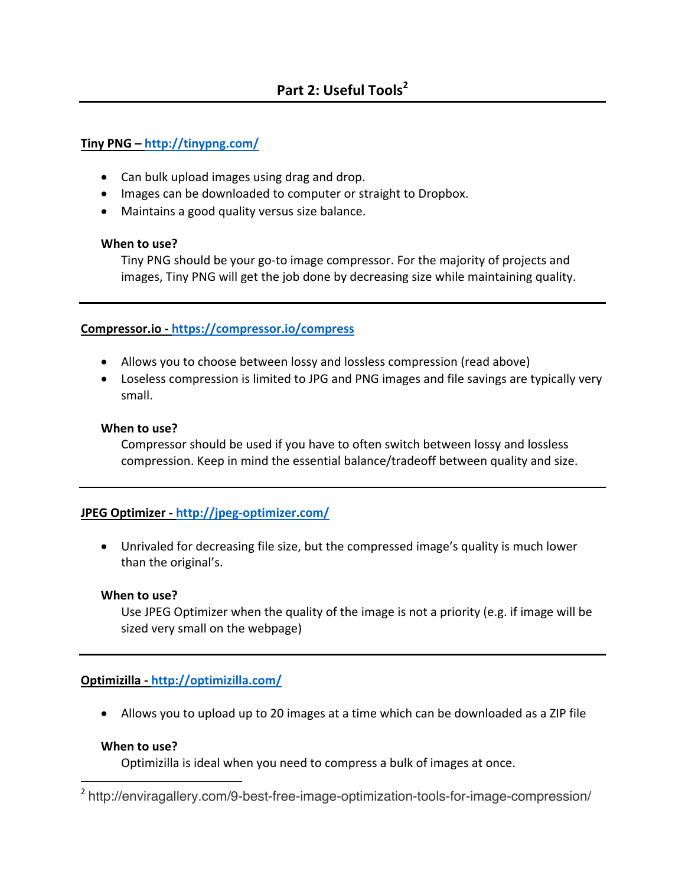## Part 2: Useful Tools[2]

**Tiny PNG – http://tinypng.com/**

- Can bulk upload images using drag and drop.
- Images can be downloaded to computer or straight to Dropbox.
- Maintains a good quality versus size balance.

**When to use?**

Tiny PNG should be your go-to image compressor. For the majority of projects and images, Tiny PNG will get the job done by decreasing size while maintaining quality.

---

**Compressor.io - https://compressor.io/compress**

- Allows you to choose between lossy and lossless compression (read above)
- Loseless compression is limited to JPG and PNG images and file savings are typically very small.

**When to use?**

Compressor should be used if you have to often switch between lossy and lossless compression. Keep in mind the essential balance/tradeoff between quality and size.

---

**JPEG Optimizer - http://jpeg-optimizer.com/**

- Unrivaled for decreasing file size, but the compressed image's quality is much lower than the original's.

**When to use?**

Use JPEG Optimizer when the quality of the image is not a priority (e.g. if image will be sized very small on the webpage)

---

**Optimizilla - http://optimizilla.com/**

- Allows you to upload up to 20 images at a time which can be downloaded as a ZIP file

**When to use?**

Optimizilla is ideal when you need to compress a bulk of images at once.

---

[2] http://enviragallery.com/9-best-free-image-optimization-tools-for-image-compression/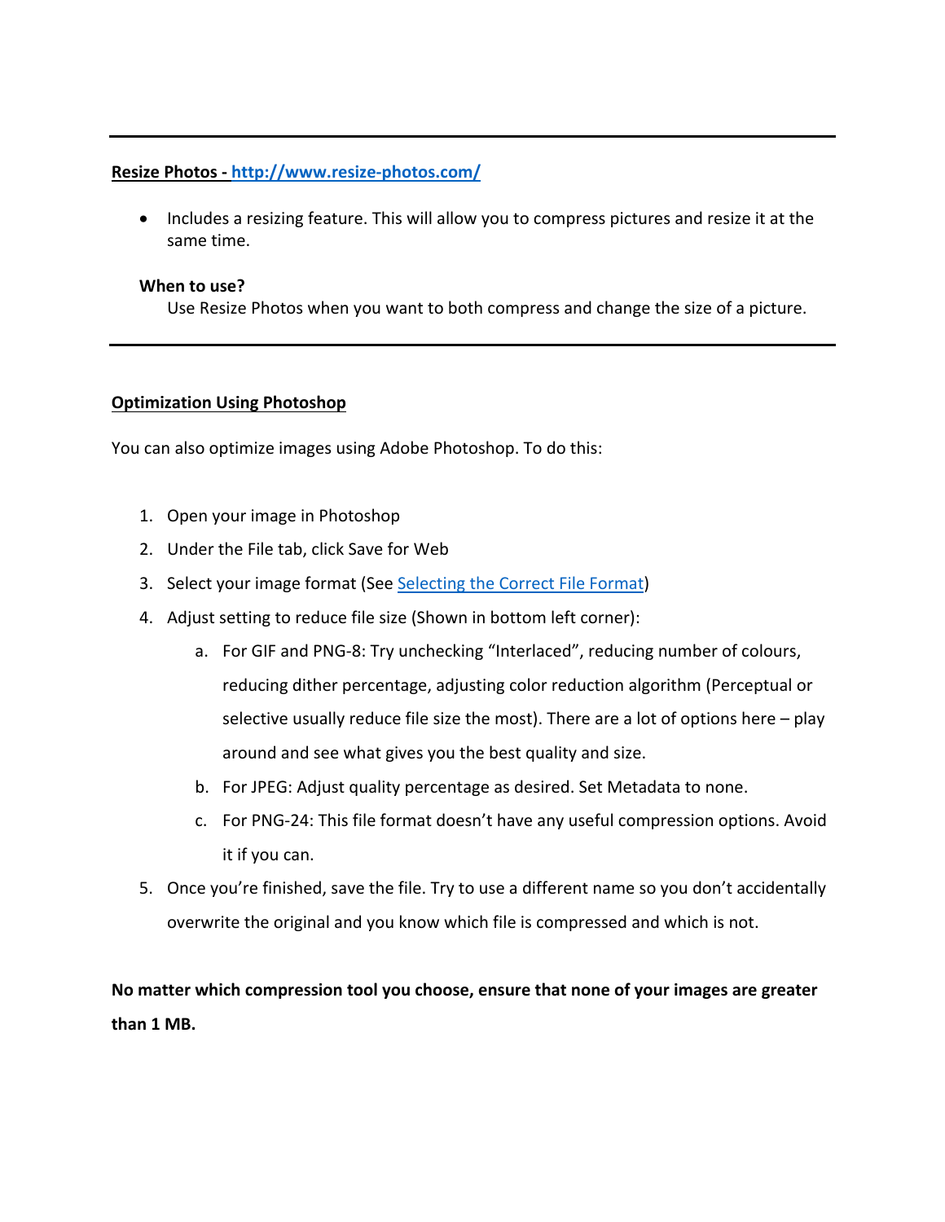---

**Resize Photos - [http://www.resize-photos.com/](http://www.resize-photos.com/)**

- Includes a resizing feature. This will allow you to compress pictures and resize it at the same time.

**When to use?**

Use Resize Photos when you want to both compress and change the size of a picture.

---

**Optimization Using Photoshop**

You can also optimize images using Adobe Photoshop. To do this:

1. Open your image in Photoshop
2. Under the File tab, click Save for Web
3. Select your image format (See Selecting the Correct File Format)
4. Adjust setting to reduce file size (Shown in bottom left corner):
   a. For GIF and PNG-8: Try unchecking "Interlaced", reducing number of colours, reducing dither percentage, adjusting color reduction algorithm (Perceptual or selective usually reduce file size the most). There are a lot of options here – play around and see what gives you the best quality and size.
   b. For JPEG: Adjust quality percentage as desired. Set Metadata to none.
   c. For PNG-24: This file format doesn't have any useful compression options. Avoid it if you can.
5. Once you're finished, save the file. Try to use a different name so you don't accidentally overwrite the original and you know which file is compressed and which is not.

**No matter which compression tool you choose, ensure that none of your images are greater than 1 MB.**